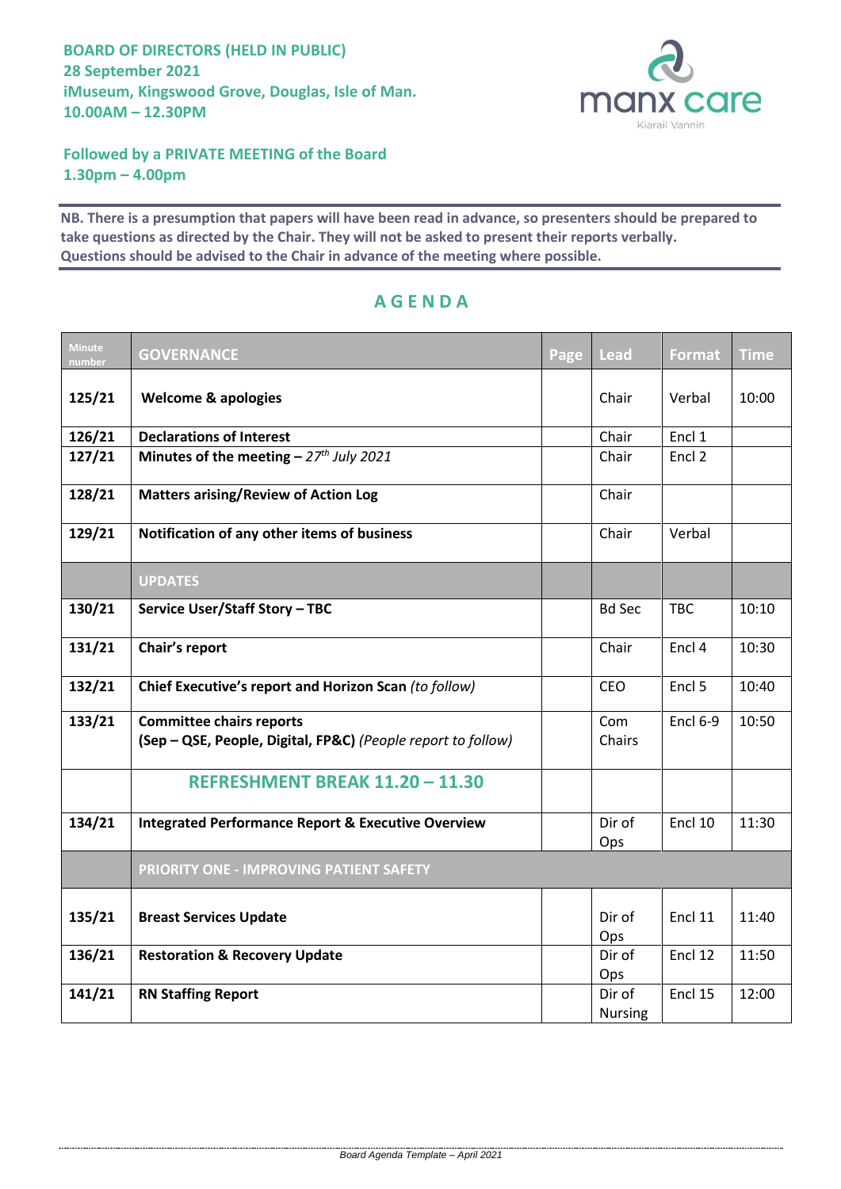**BOARD OF DIRECTORS (HELD IN PUBLIC)**
**28 September 2021**
**iMuseum, Kingswood Grove, Douglas, Isle of Man.**
**10.00AM – 12.30PM**

**Followed by a PRIVATE MEETING of the Board**
**1.30pm – 4.00pm**

**NB. There is a presumption that papers will have been read in advance, so presenters should be prepared to take questions as directed by the Chair. They will not be asked to present their reports verbally. Questions should be advised to the Chair in advance of the meeting where possible.**

## AGENDA

| Minute number | GOVERNANCE | Page | Lead | Format | Time |
|---|---|---|---|---|---|
| 125/21 | **Welcome & apologies** | | Chair | Verbal | 10:00 |
| 126/21 | **Declarations of Interest** | | Chair | Encl 1 | |
| 127/21 | **Minutes of the meeting –** *27th July 2021* | | Chair | Encl 2 | |
| 128/21 | **Matters arising/Review of Action Log** | | Chair | | |
| 129/21 | **Notification of any other items of business** | | Chair | Verbal | |
| | **UPDATES** | | | | |
| 130/21 | **Service User/Staff Story – TBC** | | Bd Sec | TBC | 10:10 |
| 131/21 | **Chair's report** | | Chair | Encl 4 | 10:30 |
| 132/21 | **Chief Executive's report and Horizon Scan** *(to follow)* | | CEO | Encl 5 | 10:40 |
| 133/21 | **Committee chairs reports (Sep – QSE, People, Digital, FP&C)** *(People report to follow)* | | Com Chairs | Encl 6-9 | 10:50 |
| | **REFRESHMENT BREAK 11.20 – 11.30** | | | | |
| 134/21 | **Integrated Performance Report & Executive Overview** | | Dir of Ops | Encl 10 | 11:30 |
| | **PRIORITY ONE - IMPROVING PATIENT SAFETY** | | | | |
| 135/21 | **Breast Services Update** | | Dir of Ops | Encl 11 | 11:40 |
| 136/21 | **Restoration & Recovery Update** | | Dir of Ops | Encl 12 | 11:50 |
| 141/21 | **RN Staffing Report** | | Dir of Nursing | Encl 15 | 12:00 |

*Board Agenda Template – April 2021*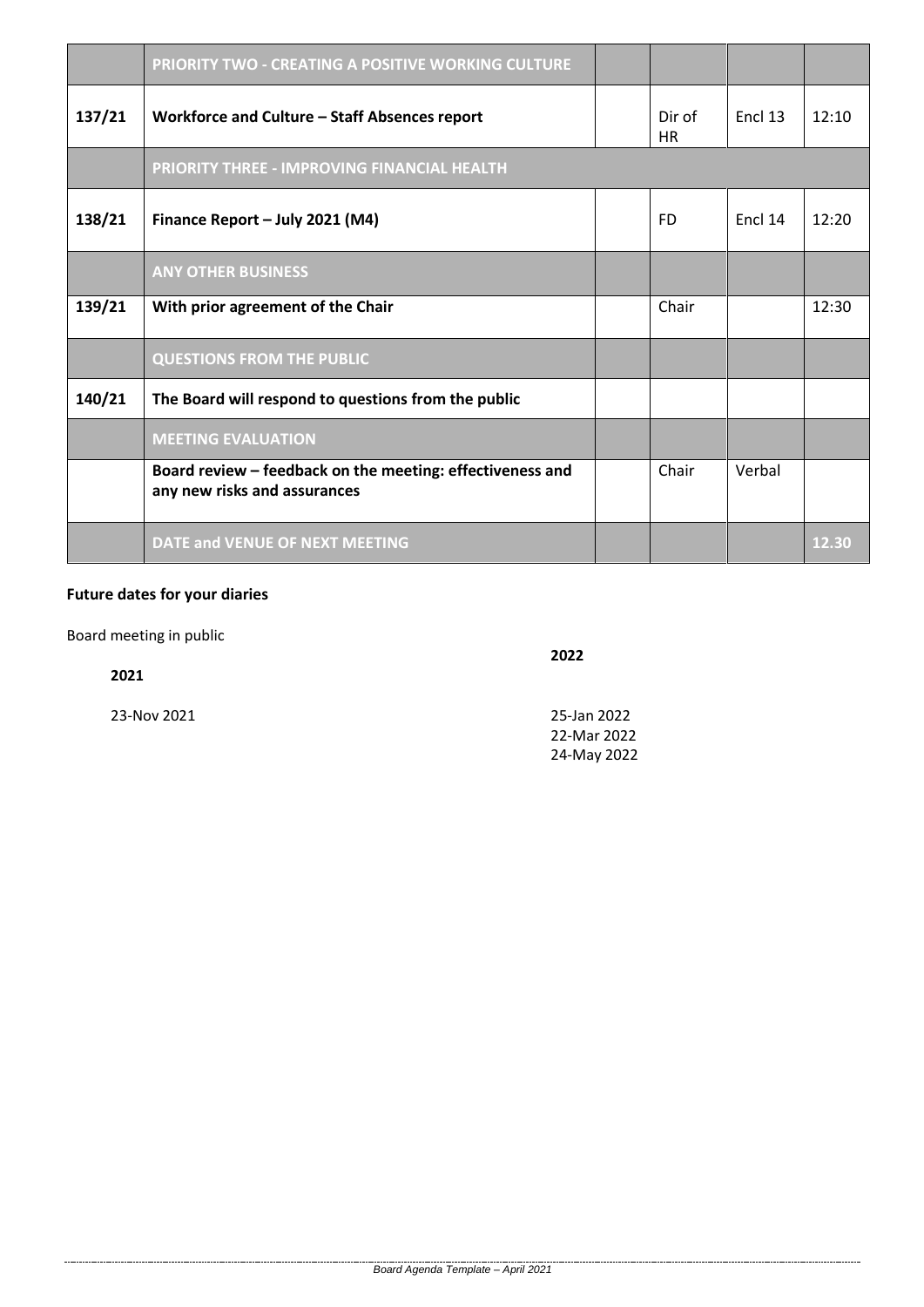| | | | | | |
|---|---|---|---|---|---|
| | **PRIORITY TWO - CREATING A POSITIVE WORKING CULTURE** | | | | |
| **137/21** | **Workforce and Culture – Staff Absences report** | | Dir of HR | Encl 13 | 12:10 |
| | **PRIORITY THREE - IMPROVING FINANCIAL HEALTH** | | | | |
| **138/21** | **Finance Report – July 2021 (M4)** | | FD | Encl 14 | 12:20 |
| | **ANY OTHER BUSINESS** | | | | |
| **139/21** | **With prior agreement of the Chair** | | Chair | | 12:30 |
| | **QUESTIONS FROM THE PUBLIC** | | | | |
| **140/21** | **The Board will respond to questions from the public** | | | | |
| | **MEETING EVALUATION** | | | | |
| | **Board review – feedback on the meeting: effectiveness and any new risks and assurances** | | Chair | Verbal | |
| | **DATE and VENUE OF NEXT MEETING** | | | | **12.30** |

**Future dates for your diaries**

Board meeting in public

| **2021** | **2022** |
|---|---|
| 23-Nov 2021 | 25-Jan 2022 |
| | 22-Mar 2022 |
| | 24-May 2022 |